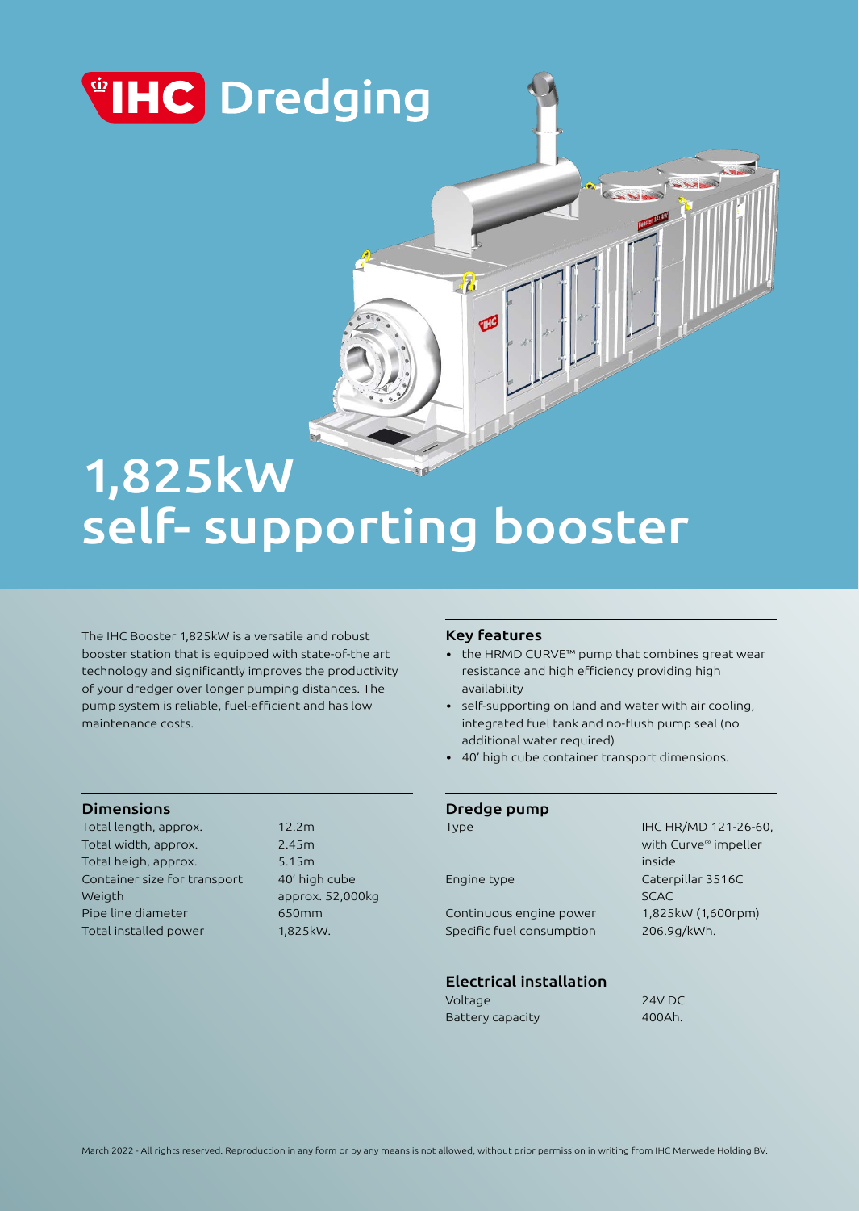# IHC Dredging

# 1,825kW self- supporting booster

The IHC Booster 1,825kW is a versatile and robust booster station that is equipped with state-of-the art technology and significantly improves the productivity of your dredger over longer pumping distances. The pump system is reliable, fuel-efficient and has low maintenance costs.

## Key features

- the HRMD CURVE™ pump that combines great wear resistance and high efficiency providing high availability
- self-supporting on land and water with air cooling, integrated fuel tank and no-flush pump seal (no additional water required)
- 40' high cube container transport dimensions.

## Dimensions

| | |
|---|---|
| Total length, approx. | 12.2m |
| Total width, approx. | 2.45m |
| Total heigh, approx. | 5.15m |
| Container size for transport | 40' high cube |
| Weigth | approx. 52,000kg |
| Pipe line diameter | 650mm |
| Total installed power | 1,825kW. |

## Dredge pump

| | |
|---|---|
| Type | IHC HR/MD 121-26-60, with Curve® impeller inside |
| Engine type | Caterpillar 3516C SCAC |
| Continuous engine power | 1,825kW (1,600rpm) |
| Specific fuel consumption | 206.9g/kWh. |

## Electrical installation

| | |
|---|---|
| Voltage | 24V DC |
| Battery capacity | 400Ah. |

March 2022 - All rights reserved. Reproduction in any form or by any means is not allowed, without prior permission in writing from IHC Merwede Holding BV.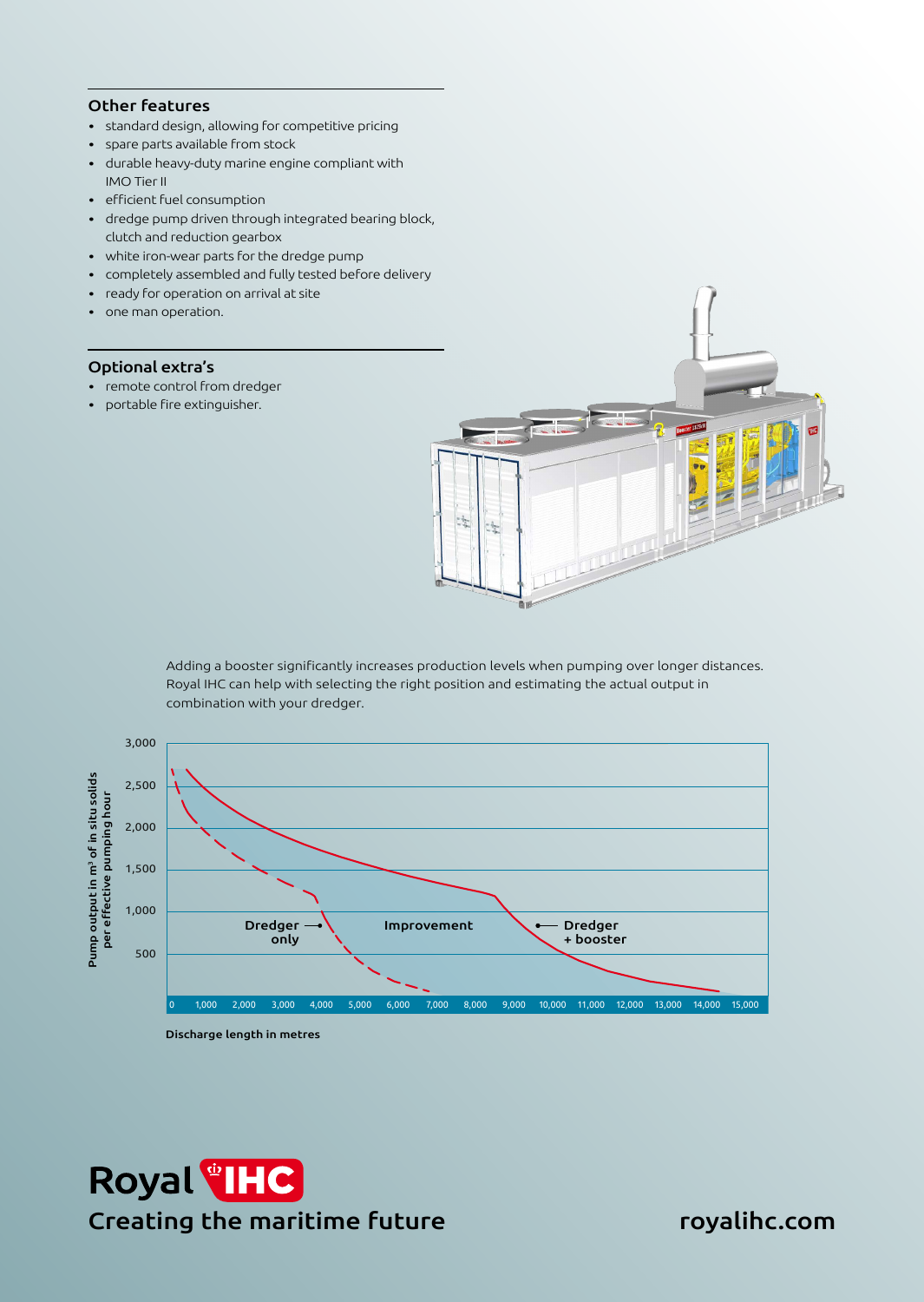## Other features

- standard design, allowing for competitive pricing
- spare parts available from stock
- durable heavy-duty marine engine compliant with IMO Tier II
- efficient fuel consumption
- dredge pump driven through integrated bearing block, clutch and reduction gearbox
- white iron-wear parts for the dredge pump
- completely assembled and fully tested before delivery
- ready for operation on arrival at site
- one man operation.

## Optional extra's

- remote control from dredger
- portable fire extinguisher.

Adding a booster significantly increases production levels when pumping over longer distances. Royal IHC can help with selecting the right position and estimating the actual output in combination with your dredger.

Pump output in $m^3$ of in situ solids per effective pumping hour

3,000
2,500
2,000
1,500
1,000
500

Dredger only
Improvement
Dredger + booster

0 1,000 2,000 3,000 4,000 5,000 6,000 7,000 8,000 9,000 10,000 11,000 12,000 13,000 14,000 15,000

Discharge length in metres

**Royal IHC**
Creating the maritime future

royalihc.com